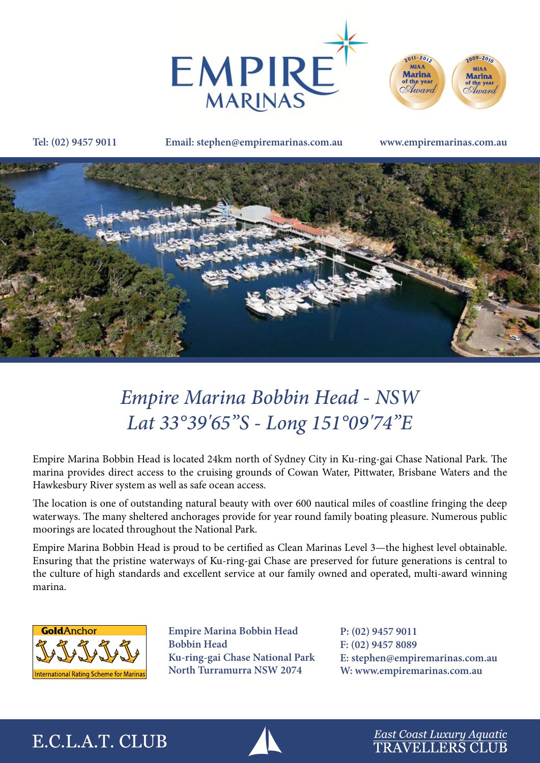EMPIRE MARINAS

2011–2012 MIAA Marina of the year Award

2009–2010 MIAA Marina of the year Award

**Tel: (02) 9457 9011** **Email: stephen@empiremarinas.com.au** **www.empiremarinas.com.au**

# *Empire Marina Bobbin Head - NSW*
# *Lat 33°39'65"S - Long 151°09'74"E*

Empire Marina Bobbin Head is located 24km north of Sydney City in Ku-ring-gai Chase National Park. The marina provides direct access to the cruising grounds of Cowan Water, Pittwater, Brisbane Waters and the Hawkesbury River system as well as safe ocean access.

The location is one of outstanding natural beauty with over 600 nautical miles of coastline fringing the deep waterways. The many sheltered anchorages provide for year round family boating pleasure. Numerous public moorings are located throughout the National Park.

Empire Marina Bobbin Head is proud to be certified as Clean Marinas Level 3—the highest level obtainable. Ensuring that the pristine waterways of Ku-ring-gai Chase are preserved for future generations is central to the culture of high standards and excellent service at our family owned and operated, multi-award winning marina.

GoldAnchor
International Rating Scheme for Marinas

**Empire Marina Bobbin Head**
**Bobbin Head**
**Ku-ring-gai Chase National Park**
**North Turramurra NSW 2074**

**P: (02) 9457 9011**
**F: (02) 9457 8089**
**E: stephen@empiremarinas.com.au**
**W: www.empiremarinas.com.au**

E.C.L.A.T. CLUB

*East Coast Luxury Aquatic* TRAVELLERS CLUB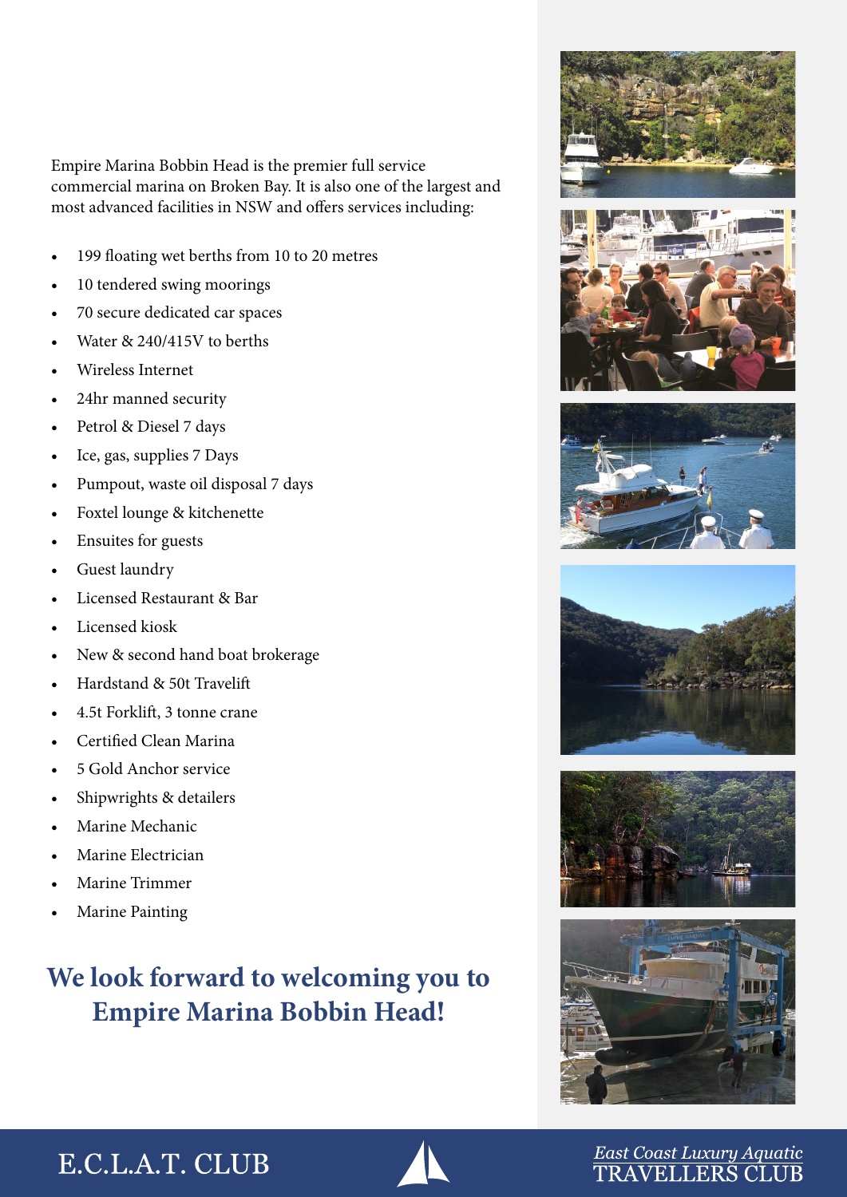Empire Marina Bobbin Head is the premier full service commercial marina on Broken Bay. It is also one of the largest and most advanced facilities in NSW and offers services including:

- 199 floating wet berths from 10 to 20 metres
- 10 tendered swing moorings
- 70 secure dedicated car spaces
- Water & 240/415V to berths
- Wireless Internet
- 24hr manned security
- Petrol & Diesel 7 days
- Ice, gas, supplies 7 Days
- Pumpout, waste oil disposal 7 days
- Foxtel lounge & kitchenette
- Ensuites for guests
- Guest laundry
- Licensed Restaurant & Bar
- Licensed kiosk
- New & second hand boat brokerage
- Hardstand & 50t Travelift
- 4.5t Forklift, 3 tonne crane
- Certified Clean Marina
- 5 Gold Anchor service
- Shipwrights & detailers
- Marine Mechanic
- Marine Electrician
- Marine Trimmer
- Marine Painting

## We look forward to welcoming you to Empire Marina Bobbin Head!

E.C.L.A.T. CLUB

*East Coast Luxury Aquatic* TRAVELLERS CLUB